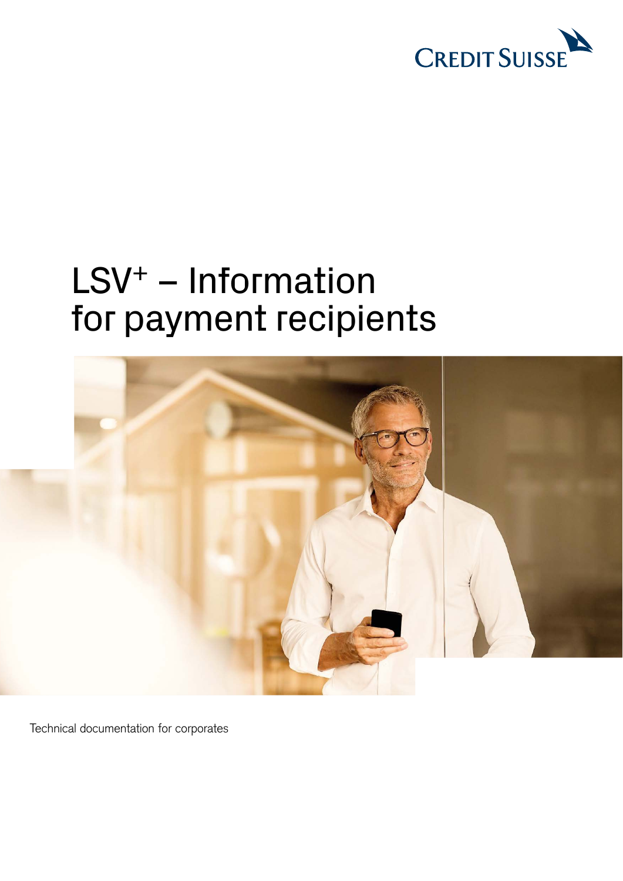CREDIT SUISSE

# $LSV^+$ – Information for payment recipients

Technical documentation for corporates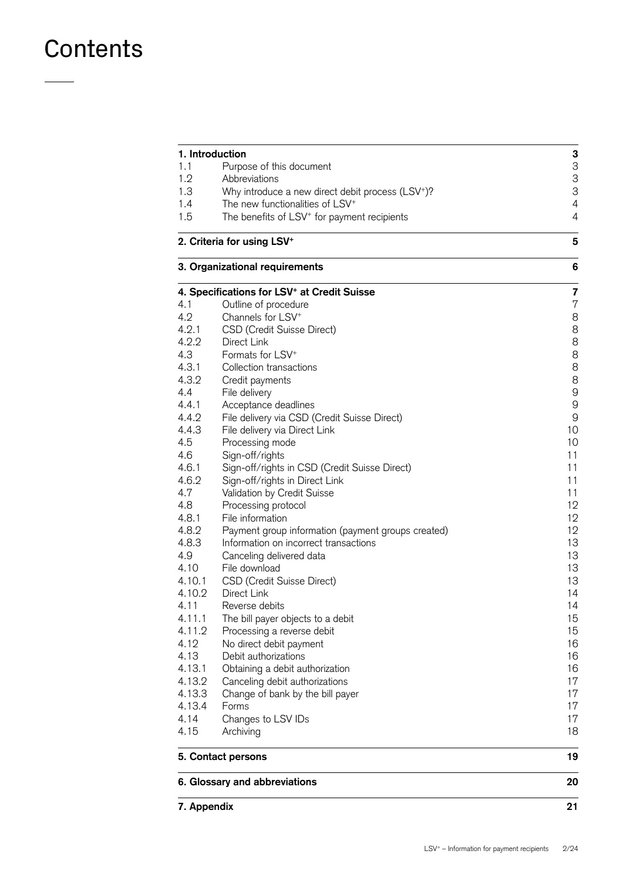# Contents

| | | |
|---|---|---|
| **1. Introduction** | | **3** |
| 1.1 | Purpose of this document | 3 |
| 1.2 | Abbreviations | 3 |
| 1.3 | Why introduce a new direct debit process (LSV+)? | 3 |
| 1.4 | The new functionalities of LSV+ | 4 |
| 1.5 | The benefits of LSV+ for payment recipients | 4 |
| **2. Criteria for using LSV+** | | **5** |
| **3. Organizational requirements** | | **6** |
| **4. Specifications for LSV+ at Credit Suisse** | | **7** |
| 4.1 | Outline of procedure | 7 |
| 4.2 | Channels for LSV+ | 8 |
| 4.2.1 | CSD (Credit Suisse Direct) | 8 |
| 4.2.2 | Direct Link | 8 |
| 4.3 | Formats for LSV+ | 8 |
| 4.3.1 | Collection transactions | 8 |
| 4.3.2 | Credit payments | 8 |
| 4.4 | File delivery | 9 |
| 4.4.1 | Acceptance deadlines | 9 |
| 4.4.2 | File delivery via CSD (Credit Suisse Direct) | 9 |
| 4.4.3 | File delivery via Direct Link | 10 |
| 4.5 | Processing mode | 10 |
| 4.6 | Sign-off/rights | 11 |
| 4.6.1 | Sign-off/rights in CSD (Credit Suisse Direct) | 11 |
| 4.6.2 | Sign-off/rights in Direct Link | 11 |
| 4.7 | Validation by Credit Suisse | 11 |
| 4.8 | Processing protocol | 12 |
| 4.8.1 | File information | 12 |
| 4.8.2 | Payment group information (payment groups created) | 12 |
| 4.8.3 | Information on incorrect transactions | 13 |
| 4.9 | Canceling delivered data | 13 |
| 4.10 | File download | 13 |
| 4.10.1 | CSD (Credit Suisse Direct) | 13 |
| 4.10.2 | Direct Link | 14 |
| 4.11 | Reverse debits | 14 |
| 4.11.1 | The bill payer objects to a debit | 15 |
| 4.11.2 | Processing a reverse debit | 15 |
| 4.12 | No direct debit payment | 16 |
| 4.13 | Debit authorizations | 16 |
| 4.13.1 | Obtaining a debit authorization | 16 |
| 4.13.2 | Canceling debit authorizations | 17 |
| 4.13.3 | Change of bank by the bill payer | 17 |
| 4.13.4 | Forms | 17 |
| 4.14 | Changes to LSV IDs | 17 |
| 4.15 | Archiving | 18 |
| **5. Contact persons** | | **19** |
| **6. Glossary and abbreviations** | | **20** |
| **7. Appendix** | | **21** |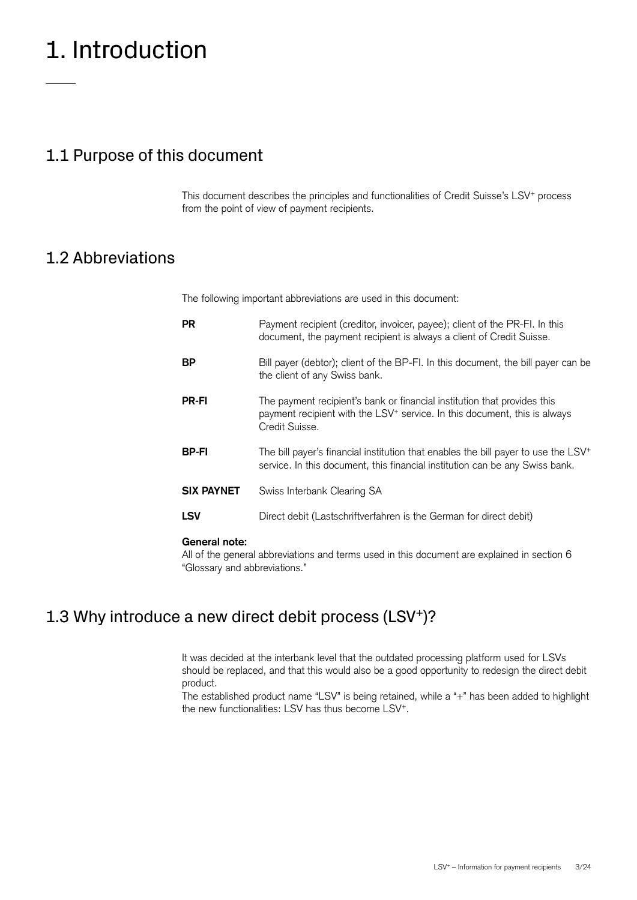# 1. Introduction

## 1.1 Purpose of this document

This document describes the principles and functionalities of Credit Suisse's LSV⁺ process from the point of view of payment recipients.

## 1.2 Abbreviations

The following important abbreviations are used in this document:

| | |
|---|---|
| **PR** | Payment recipient (creditor, invoicer, payee); client of the PR-FI. In this document, the payment recipient is always a client of Credit Suisse. |
| **BP** | Bill payer (debtor); client of the BP-FI. In this document, the bill payer can be the client of any Swiss bank. |
| **PR-FI** | The payment recipient's bank or financial institution that provides this payment recipient with the LSV⁺ service. In this document, this is always Credit Suisse. |
| **BP-FI** | The bill payer's financial institution that enables the bill payer to use the LSV⁺ service. In this document, this financial institution can be any Swiss bank. |
| **SIX PAYNET** | Swiss Interbank Clearing SA |
| **LSV** | Direct debit (Lastschriftverfahren is the German for direct debit) |

**General note:**
All of the general abbreviations and terms used in this document are explained in section 6 "Glossary and abbreviations."

## 1.3 Why introduce a new direct debit process (LSV⁺)?

It was decided at the interbank level that the outdated processing platform used for LSVs should be replaced, and that this would also be a good opportunity to redesign the direct debit product.
The established product name "LSV" is being retained, while a "+" has been added to highlight the new functionalities: LSV has thus become LSV⁺.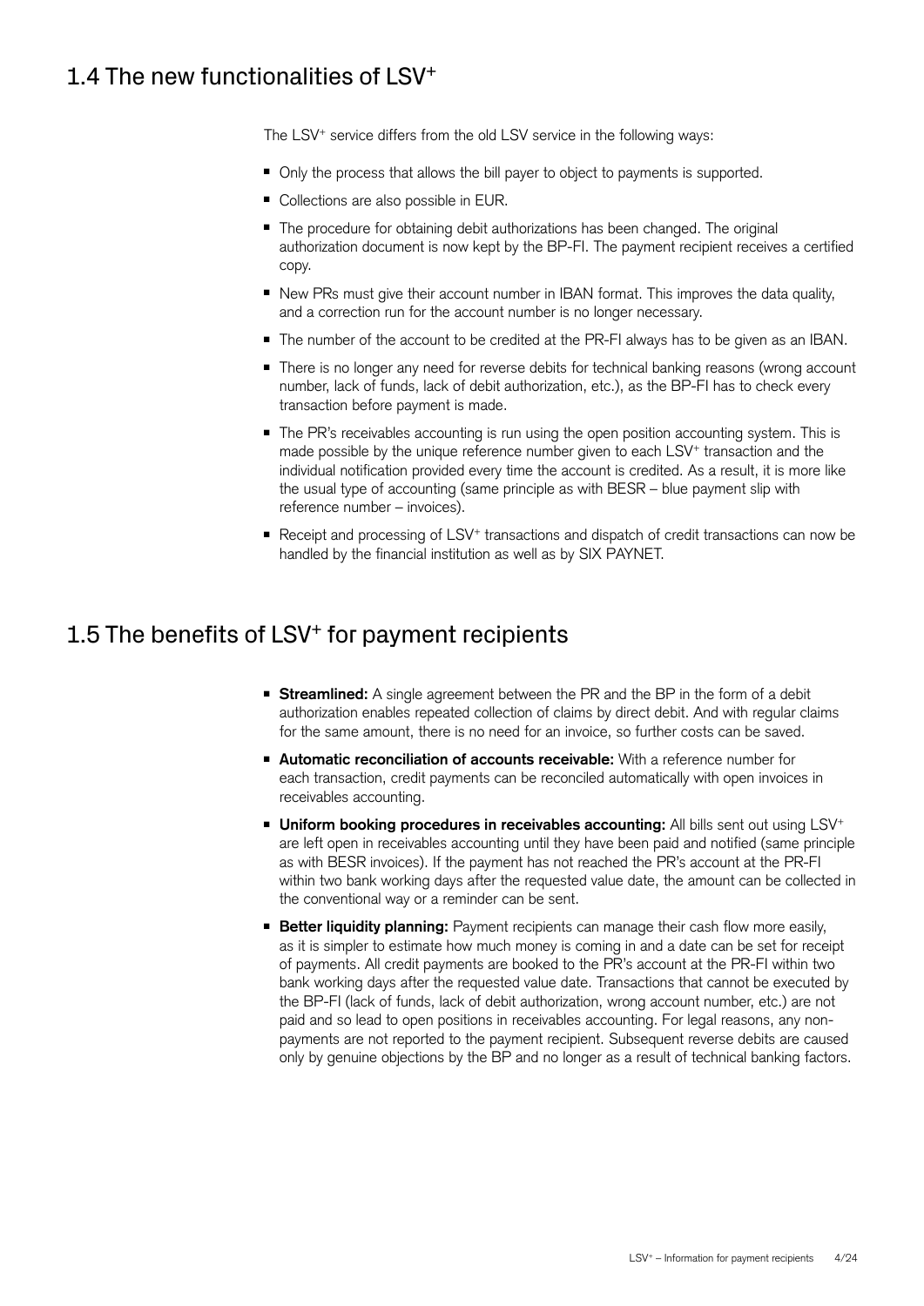## 1.4 The new functionalities of LSV$^+$

The LSV$^+$ service differs from the old LSV service in the following ways:

- Only the process that allows the bill payer to object to payments is supported.
- Collections are also possible in EUR.
- The procedure for obtaining debit authorizations has been changed. The original authorization document is now kept by the BP-FI. The payment recipient receives a certified copy.
- New PRs must give their account number in IBAN format. This improves the data quality, and a correction run for the account number is no longer necessary.
- The number of the account to be credited at the PR-FI always has to be given as an IBAN.
- There is no longer any need for reverse debits for technical banking reasons (wrong account number, lack of funds, lack of debit authorization, etc.), as the BP-FI has to check every transaction before payment is made.
- The PR's receivables accounting is run using the open position accounting system. This is made possible by the unique reference number given to each LSV$^+$ transaction and the individual notification provided every time the account is credited. As a result, it is more like the usual type of accounting (same principle as with BESR – blue payment slip with reference number – invoices).
- Receipt and processing of LSV$^+$ transactions and dispatch of credit transactions can now be handled by the financial institution as well as by SIX PAYNET.

## 1.5 The benefits of LSV$^+$ for payment recipients

- **Streamlined:** A single agreement between the PR and the BP in the form of a debit authorization enables repeated collection of claims by direct debit. And with regular claims for the same amount, there is no need for an invoice, so further costs can be saved.
- **Automatic reconciliation of accounts receivable:** With a reference number for each transaction, credit payments can be reconciled automatically with open invoices in receivables accounting.
- **Uniform booking procedures in receivables accounting:** All bills sent out using LSV$^+$ are left open in receivables accounting until they have been paid and notified (same principle as with BESR invoices). If the payment has not reached the PR's account at the PR-FI within two bank working days after the requested value date, the amount can be collected in the conventional way or a reminder can be sent.
- **Better liquidity planning:** Payment recipients can manage their cash flow more easily, as it is simpler to estimate how much money is coming in and a date can be set for receipt of payments. All credit payments are booked to the PR's account at the PR-FI within two bank working days after the requested value date. Transactions that cannot be executed by the BP-FI (lack of funds, lack of debit authorization, wrong account number, etc.) are not paid and so lead to open positions in receivables accounting. For legal reasons, any non-payments are not reported to the payment recipient. Subsequent reverse debits are caused only by genuine objections by the BP and no longer as a result of technical banking factors.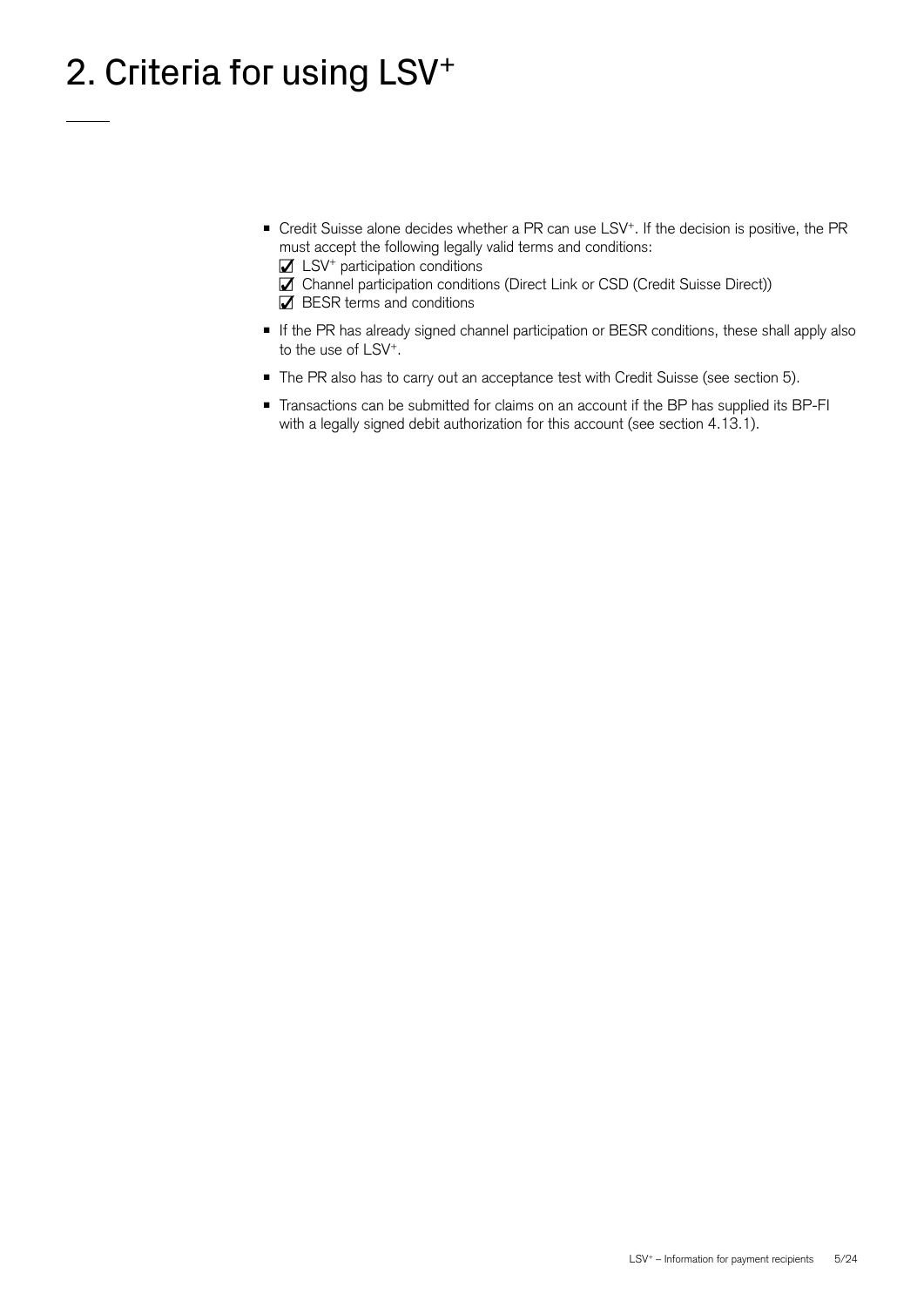# 2. Criteria for using LSV+

- Credit Suisse alone decides whether a PR can use LSV+. If the decision is positive, the PR must accept the following legally valid terms and conditions:
  - ☑ LSV+ participation conditions
  - ☑ Channel participation conditions (Direct Link or CSD (Credit Suisse Direct))
  - ☑ BESR terms and conditions
- If the PR has already signed channel participation or BESR conditions, these shall apply also to the use of LSV+.
- The PR also has to carry out an acceptance test with Credit Suisse (see section 5).
- Transactions can be submitted for claims on an account if the BP has supplied its BP-FI with a legally signed debit authorization for this account (see section 4.13.1).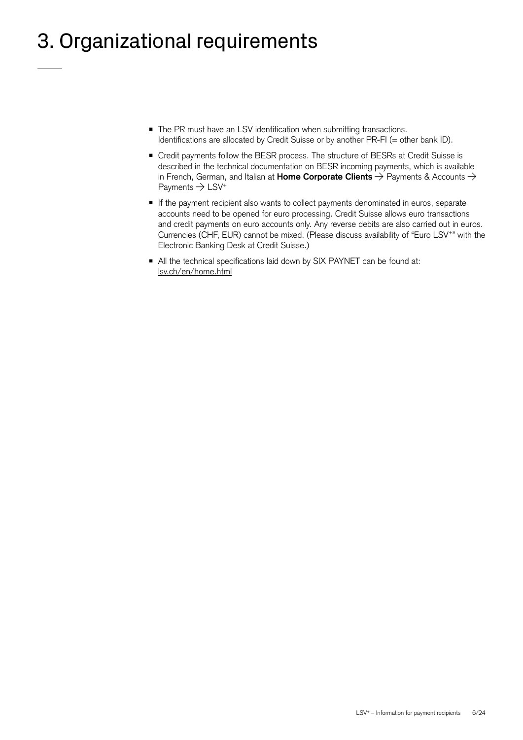# 3. Organizational requirements

- The PR must have an LSV identification when submitting transactions. Identifications are allocated by Credit Suisse or by another PR-FI (= other bank ID).
- Credit payments follow the BESR process. The structure of BESRs at Credit Suisse is described in the technical documentation on BESR incoming payments, which is available in French, German, and Italian at **Home Corporate Clients** → Payments & Accounts → Payments → LSV$^+$
- If the payment recipient also wants to collect payments denominated in euros, separate accounts need to be opened for euro processing. Credit Suisse allows euro transactions and credit payments on euro accounts only. Any reverse debits are also carried out in euros. Currencies (CHF, EUR) cannot be mixed. (Please discuss availability of "Euro LSV$^+$" with the Electronic Banking Desk at Credit Suisse.)
- All the technical specifications laid down by SIX PAYNET can be found at: lsv.ch/en/home.html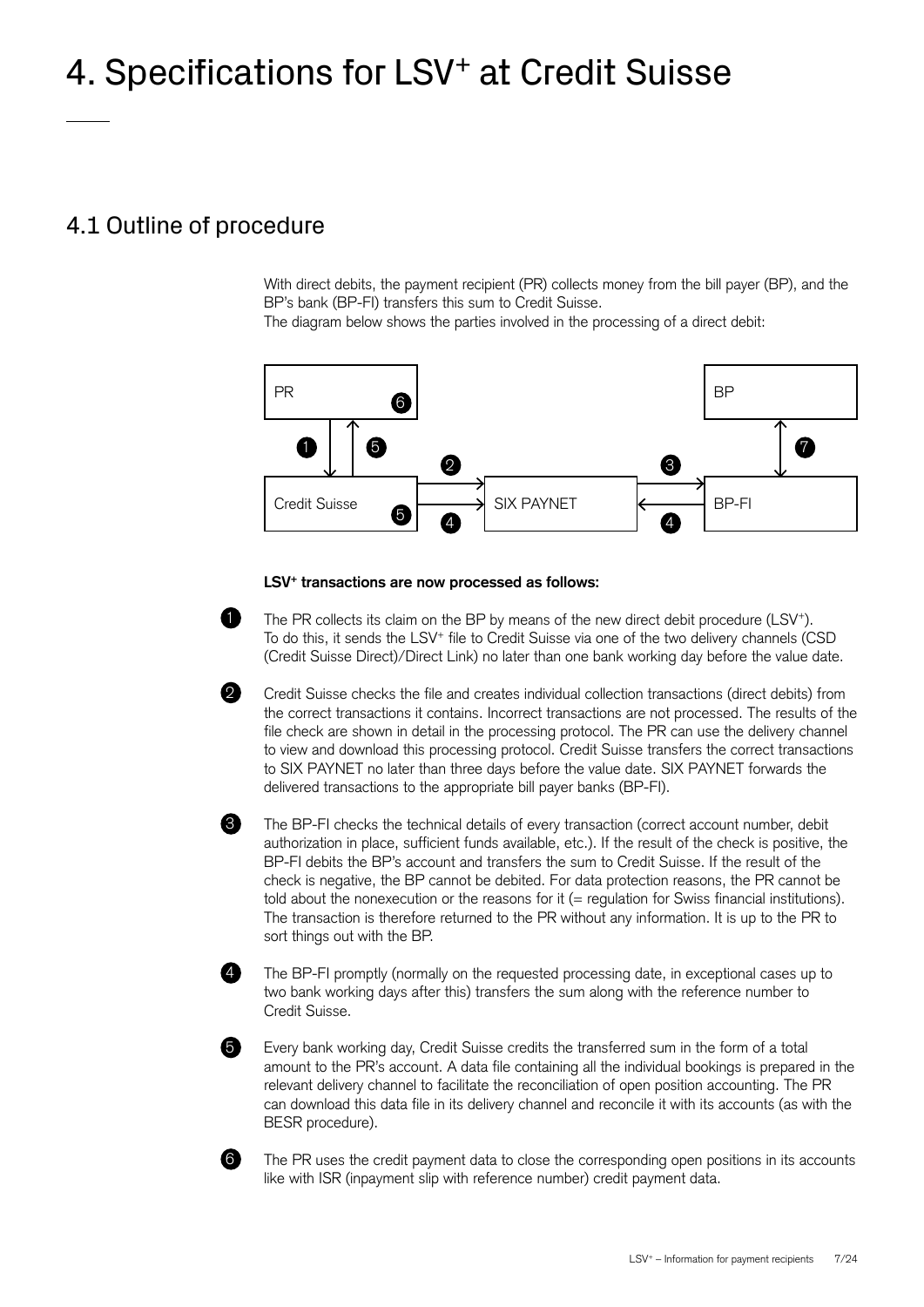# 4. Specifications for LSV⁺ at Credit Suisse

## 4.1 Outline of procedure

With direct debits, the payment recipient (PR) collects money from the bill payer (BP), and the BP's bank (BP-FI) transfers this sum to Credit Suisse.
The diagram below shows the parties involved in the processing of a direct debit:

PR 6 | BP
1 | 5 | 7
Credit Suisse 5 | 2 → SIX PAYNET ← 4 | 3 → BP-FI

**LSV⁺ transactions are now processed as follows:**

1. The PR collects its claim on the BP by means of the new direct debit procedure (LSV⁺). To do this, it sends the LSV⁺ file to Credit Suisse via one of the two delivery channels (CSD (Credit Suisse Direct)/Direct Link) no later than one bank working day before the value date.

2. Credit Suisse checks the file and creates individual collection transactions (direct debits) from the correct transactions it contains. Incorrect transactions are not processed. The results of the file check are shown in detail in the processing protocol. The PR can use the delivery channel to view and download this processing protocol. Credit Suisse transfers the correct transactions to SIX PAYNET no later than three days before the value date. SIX PAYNET forwards the delivered transactions to the appropriate bill payer banks (BP-FI).

3. The BP-FI checks the technical details of every transaction (correct account number, debit authorization in place, sufficient funds available, etc.). If the result of the check is positive, the BP-FI debits the BP's account and transfers the sum to Credit Suisse. If the result of the check is negative, the BP cannot be debited. For data protection reasons, the PR cannot be told about the nonexecution or the reasons for it (= regulation for Swiss financial institutions). The transaction is therefore returned to the PR without any information. It is up to the PR to sort things out with the BP.

4. The BP-FI promptly (normally on the requested processing date, in exceptional cases up to two bank working days after this) transfers the sum along with the reference number to Credit Suisse.

5. Every bank working day, Credit Suisse credits the transferred sum in the form of a total amount to the PR's account. A data file containing all the individual bookings is prepared in the relevant delivery channel to facilitate the reconciliation of open position accounting. The PR can download this data file in its delivery channel and reconcile it with its accounts (as with the BESR procedure).

6. The PR uses the credit payment data to close the corresponding open positions in its accounts like with ISR (inpayment slip with reference number) credit payment data.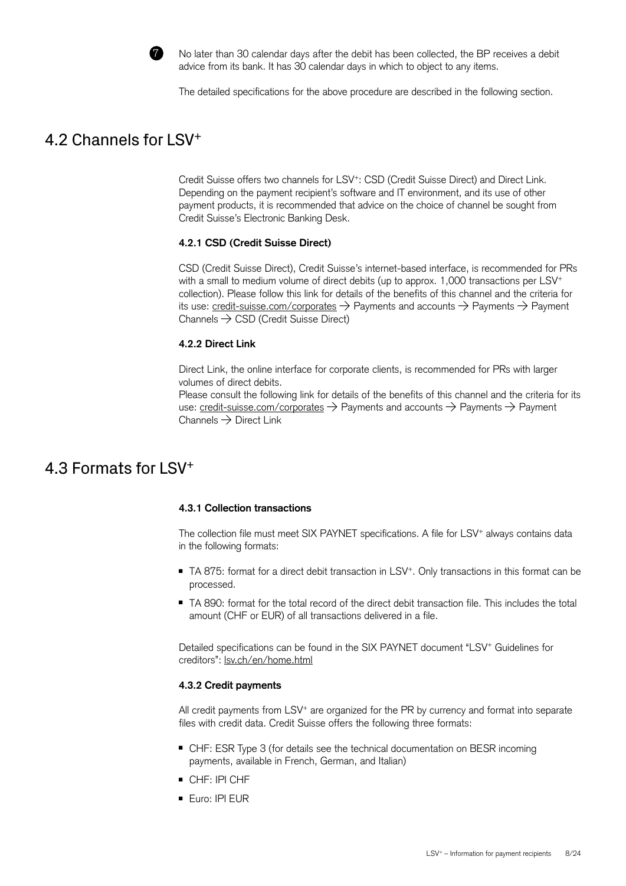7. No later than 30 calendar days after the debit has been collected, the BP receives a debit advice from its bank. It has 30 calendar days in which to object to any items.

The detailed specifications for the above procedure are described in the following section.

## 4.2 Channels for LSV⁺

Credit Suisse offers two channels for LSV⁺: CSD (Credit Suisse Direct) and Direct Link. Depending on the payment recipient's software and IT environment, and its use of other payment products, it is recommended that advice on the choice of channel be sought from Credit Suisse's Electronic Banking Desk.

### 4.2.1 CSD (Credit Suisse Direct)

CSD (Credit Suisse Direct), Credit Suisse's internet-based interface, is recommended for PRs with a small to medium volume of direct debits (up to approx. 1,000 transactions per LSV⁺ collection). Please follow this link for details of the benefits of this channel and the criteria for its use: credit-suisse.com/corporates → Payments and accounts → Payments → Payment Channels → CSD (Credit Suisse Direct)

### 4.2.2 Direct Link

Direct Link, the online interface for corporate clients, is recommended for PRs with larger volumes of direct debits.
Please consult the following link for details of the benefits of this channel and the criteria for its use: credit-suisse.com/corporates → Payments and accounts → Payments → Payment Channels → Direct Link

## 4.3 Formats for LSV⁺

### 4.3.1 Collection transactions

The collection file must meet SIX PAYNET specifications. A file for LSV⁺ always contains data in the following formats:

- TA 875: format for a direct debit transaction in LSV⁺. Only transactions in this format can be processed.
- TA 890: format for the total record of the direct debit transaction file. This includes the total amount (CHF or EUR) of all transactions delivered in a file.

Detailed specifications can be found in the SIX PAYNET document "LSV⁺ Guidelines for creditors": lsv.ch/en/home.html

### 4.3.2 Credit payments

All credit payments from LSV⁺ are organized for the PR by currency and format into separate files with credit data. Credit Suisse offers the following three formats:

- CHF: ESR Type 3 (for details see the technical documentation on BESR incoming payments, available in French, German, and Italian)
- CHF: IPI CHF
- Euro: IPI EUR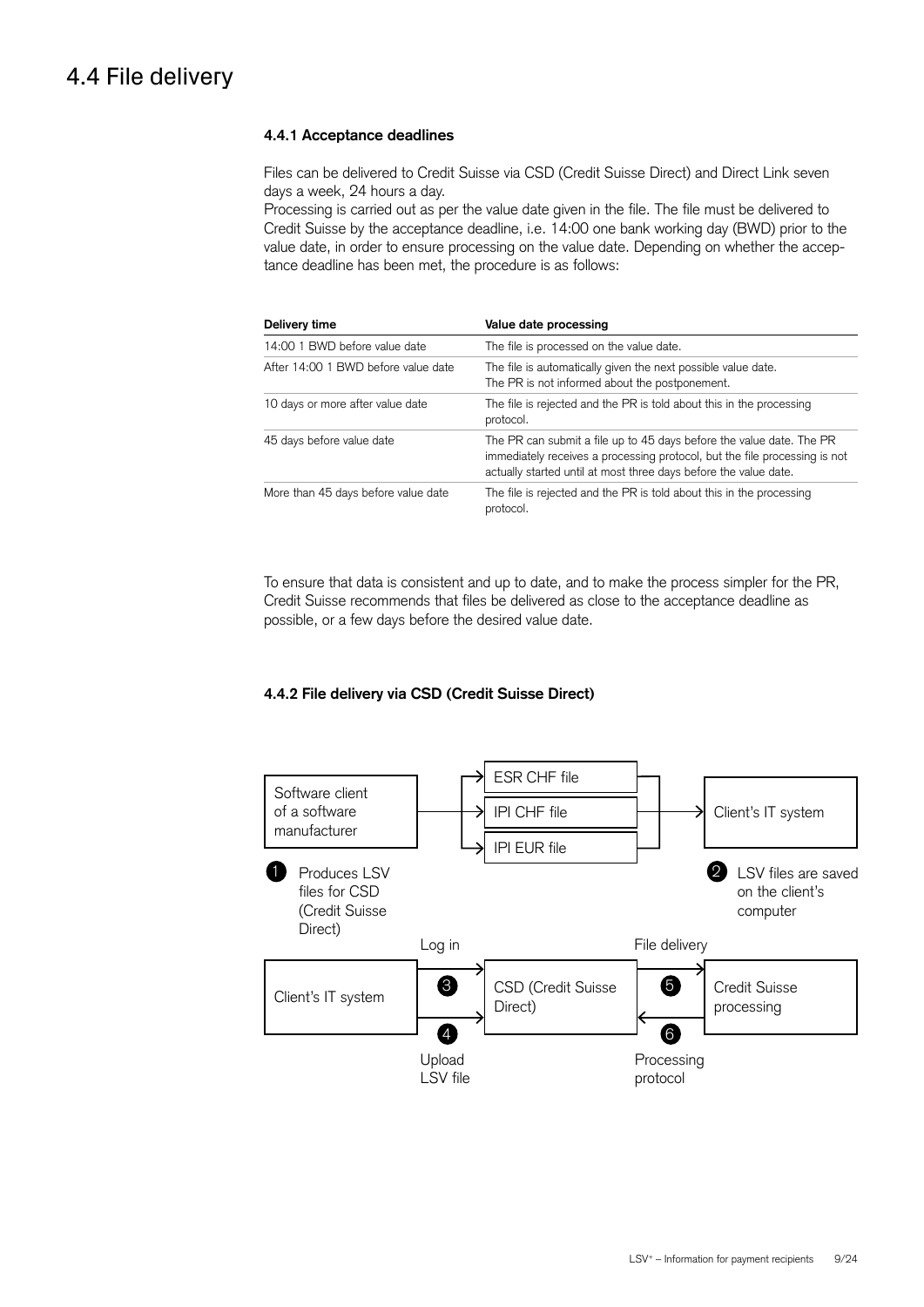## 4.4 File delivery

### 4.4.1 Acceptance deadlines

Files can be delivered to Credit Suisse via CSD (Credit Suisse Direct) and Direct Link seven days a week, 24 hours a day.
Processing is carried out as per the value date given in the file. The file must be delivered to Credit Suisse by the acceptance deadline, i.e. 14:00 one bank working day (BWD) prior to the value date, in order to ensure processing on the value date. Depending on whether the acceptance deadline has been met, the procedure is as follows:

| Delivery time | Value date processing |
|---|---|
| 14:00 1 BWD before value date | The file is processed on the value date. |
| After 14:00 1 BWD before value date | The file is automatically given the next possible value date. The PR is not informed about the postponement. |
| 10 days or more after value date | The file is rejected and the PR is told about this in the processing protocol. |
| 45 days before value date | The PR can submit a file up to 45 days before the value date. The PR immediately receives a processing protocol, but the file processing is not actually started until at most three days before the value date. |
| More than 45 days before value date | The file is rejected and the PR is told about this in the processing protocol. |

To ensure that data is consistent and up to date, and to make the process simpler for the PR, Credit Suisse recommends that files be delivered as close to the acceptance deadline as possible, or a few days before the desired value date.

### 4.4.2 File delivery via CSD (Credit Suisse Direct)

Software client of a software manufacturer → ESR CHF file / IPI CHF file / IPI EUR file → Client's IT system

1 Produces LSV files for CSD (Credit Suisse Direct)

2 LSV files are saved on the client's computer

Client's IT system → (3 Log in, 4 Upload LSV file) → CSD (Credit Suisse Direct) → (5 File delivery) → Credit Suisse processing → (6 Processing protocol) → CSD (Credit Suisse Direct)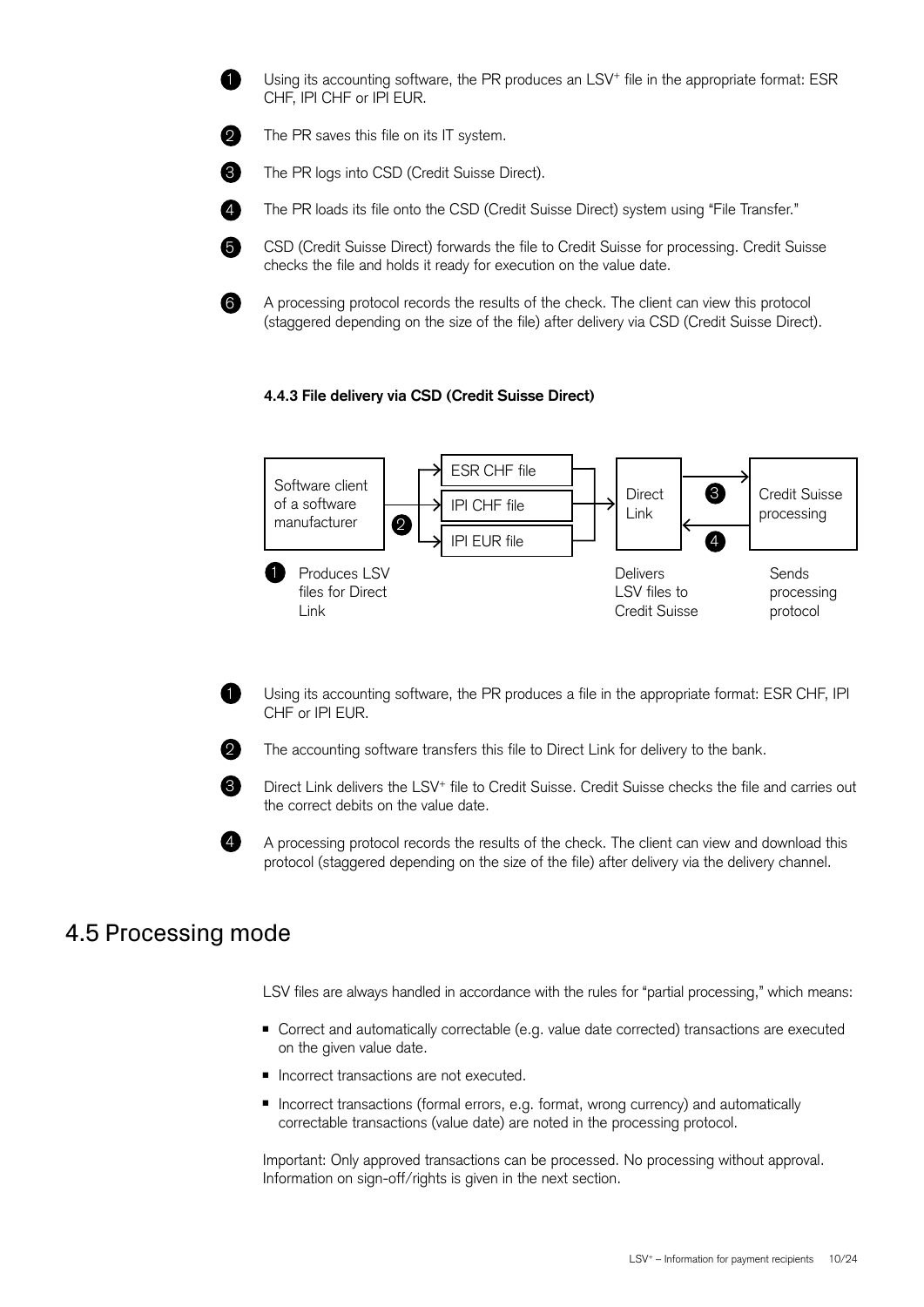1. Using its accounting software, the PR produces an LSV+ file in the appropriate format: ESR CHF, IPI CHF or IPI EUR.
2. The PR saves this file on its IT system.
3. The PR logs into CSD (Credit Suisse Direct).
4. The PR loads its file onto the CSD (Credit Suisse Direct) system using “File Transfer.”
5. CSD (Credit Suisse Direct) forwards the file to Credit Suisse for processing. Credit Suisse checks the file and holds it ready for execution on the value date.
6. A processing protocol records the results of the check. The client can view this protocol (staggered depending on the size of the file) after delivery via CSD (Credit Suisse Direct).

#### 4.4.3 File delivery via CSD (Credit Suisse Direct)

Software client of a software manufacturer → (2) ESR CHF file / IPI CHF file / IPI EUR file → Direct Link → (3) Credit Suisse processing → (4) Direct Link

(1) Produces LSV files for Direct Link | Delivers LSV files to Credit Suisse | Sends processing protocol

1. Using its accounting software, the PR produces a file in the appropriate format: ESR CHF, IPI CHF or IPI EUR.
2. The accounting software transfers this file to Direct Link for delivery to the bank.
3. Direct Link delivers the LSV+ file to Credit Suisse. Credit Suisse checks the file and carries out the correct debits on the value date.
4. A processing protocol records the results of the check. The client can view and download this protocol (staggered depending on the size of the file) after delivery via the delivery channel.

## 4.5 Processing mode

LSV files are always handled in accordance with the rules for “partial processing,” which means:

- Correct and automatically correctable (e.g. value date corrected) transactions are executed on the given value date.
- Incorrect transactions are not executed.
- Incorrect transactions (formal errors, e.g. format, wrong currency) and automatically correctable transactions (value date) are noted in the processing protocol.

Important: Only approved transactions can be processed. No processing without approval. Information on sign-off/rights is given in the next section.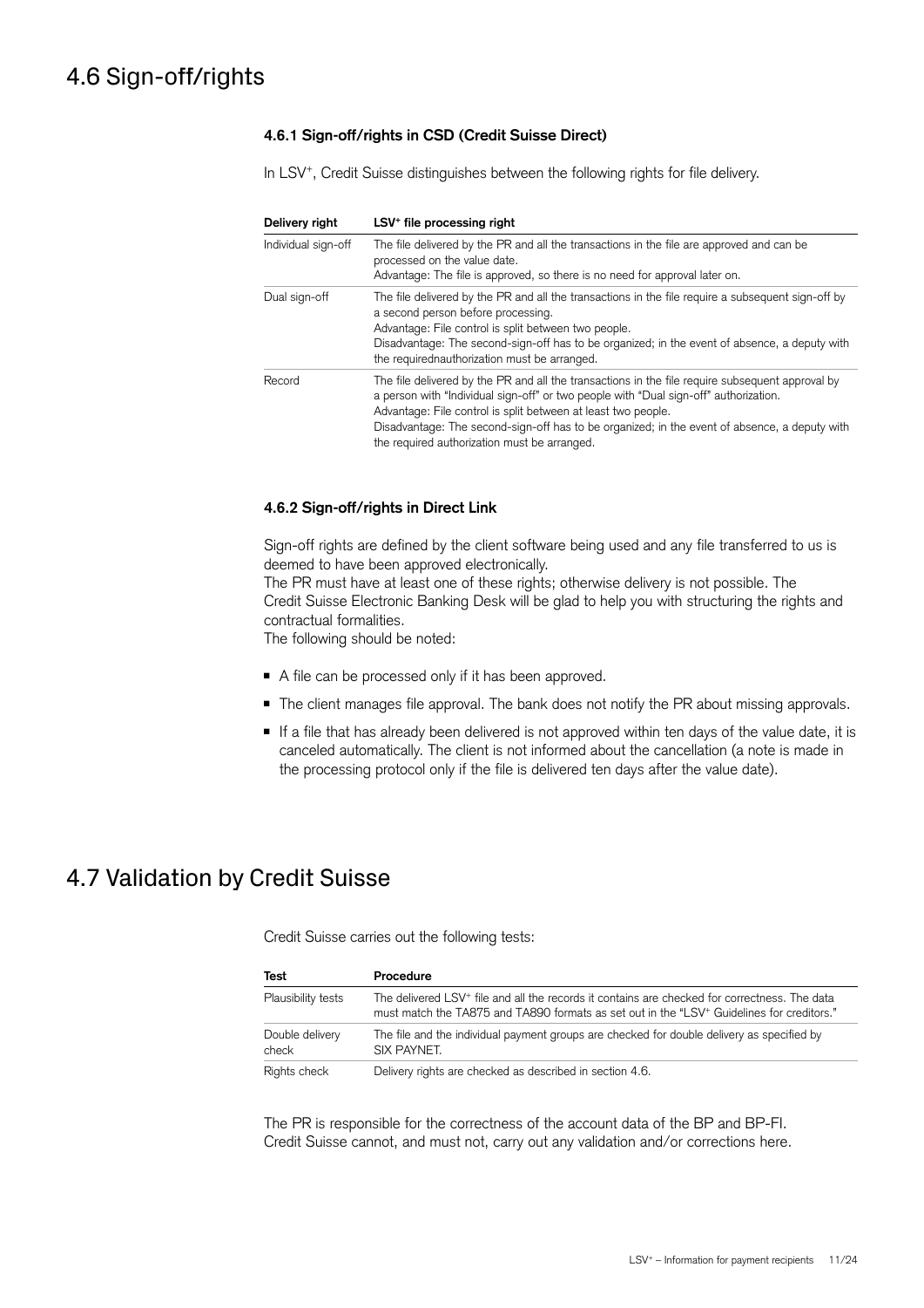# 4.6 Sign-off/rights

### 4.6.1 Sign-off/rights in CSD (Credit Suisse Direct)

In LSV$^+$, Credit Suisse distinguishes between the following rights for file delivery.

| Delivery right | LSV$^+$ file processing right |
| --- | --- |
| Individual sign-off | The file delivered by the PR and all the transactions in the file are approved and can be processed on the value date.<br>Advantage: The file is approved, so there is no need for approval later on. |
| Dual sign-off | The file delivered by the PR and all the transactions in the file require a subsequent sign-off by a second person before processing.<br>Advantage: File control is split between two people.<br>Disadvantage: The second-sign-off has to be organized; in the event of absence, a deputy with the requirednauthorization must be arranged. |
| Record | The file delivered by the PR and all the transactions in the file require subsequent approval by a person with "Individual sign-off" or two people with "Dual sign-off" authorization.<br>Advantage: File control is split between at least two people.<br>Disadvantage: The second-sign-off has to be organized; in the event of absence, a deputy with the required authorization must be arranged. |

### 4.6.2 Sign-off/rights in Direct Link

Sign-off rights are defined by the client software being used and any file transferred to us is deemed to have been approved electronically.
The PR must have at least one of these rights; otherwise delivery is not possible. The Credit Suisse Electronic Banking Desk will be glad to help you with structuring the rights and contractual formalities.
The following should be noted:

- A file can be processed only if it has been approved.
- The client manages file approval. The bank does not notify the PR about missing approvals.
- If a file that has already been delivered is not approved within ten days of the value date, it is canceled automatically. The client is not informed about the cancellation (a note is made in the processing protocol only if the file is delivered ten days after the value date).

# 4.7 Validation by Credit Suisse

Credit Suisse carries out the following tests:

| Test | Procedure |
| --- | --- |
| Plausibility tests | The delivered LSV$^+$ file and all the records it contains are checked for correctness. The data must match the TA875 and TA890 formats as set out in the "LSV$^+$ Guidelines for creditors." |
| Double delivery check | The file and the individual payment groups are checked for double delivery as specified by SIX PAYNET. |
| Rights check | Delivery rights are checked as described in section 4.6. |

The PR is responsible for the correctness of the account data of the BP and BP-FI.
Credit Suisse cannot, and must not, carry out any validation and/or corrections here.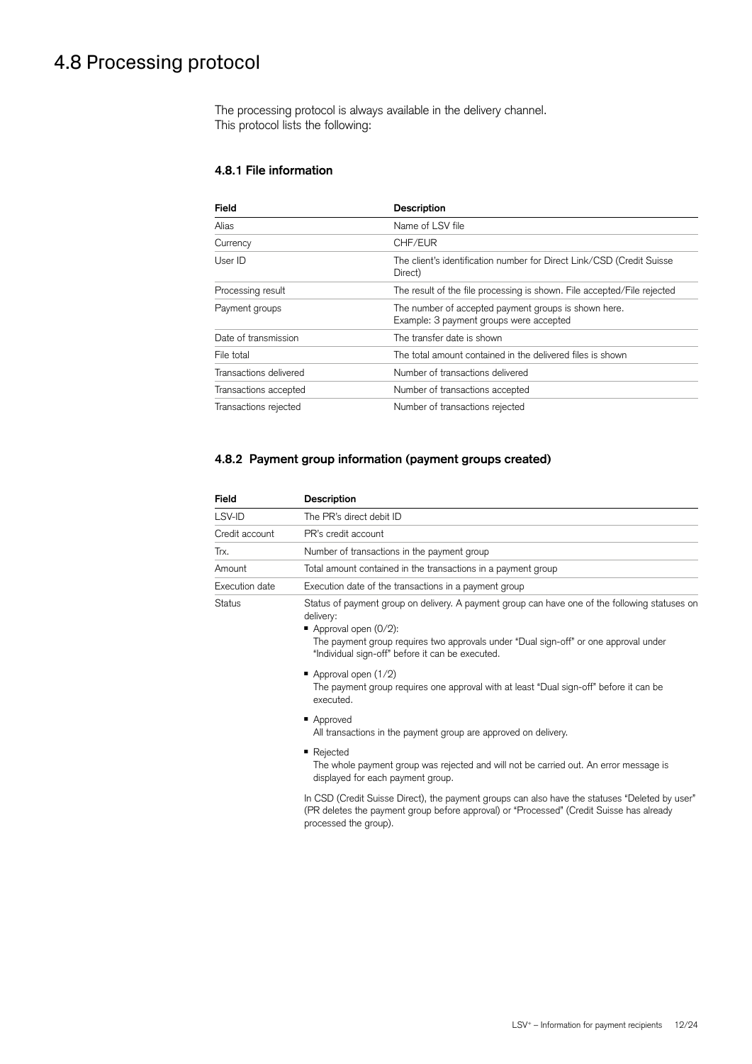# 4.8 Processing protocol

The processing protocol is always available in the delivery channel.
This protocol lists the following:

### 4.8.1 File information

| Field | Description |
|---|---|
| Alias | Name of LSV file |
| Currency | CHF/EUR |
| User ID | The client's identification number for Direct Link/CSD (Credit Suisse Direct) |
| Processing result | The result of the file processing is shown. File accepted/File rejected |
| Payment groups | The number of accepted payment groups is shown here.<br>Example: 3 payment groups were accepted |
| Date of transmission | The transfer date is shown |
| File total | The total amount contained in the delivered files is shown |
| Transactions delivered | Number of transactions delivered |
| Transactions accepted | Number of transactions accepted |
| Transactions rejected | Number of transactions rejected |

### 4.8.2 Payment group information (payment groups created)

| Field | Description |
|---|---|
| LSV-ID | The PR's direct debit ID |
| Credit account | PR's credit account |
| Trx. | Number of transactions in the payment group |
| Amount | Total amount contained in the transactions in a payment group |
| Execution date | Execution date of the transactions in a payment group |
| Status | Status of payment group on delivery. A payment group can have one of the following statuses on delivery:<br>■ Approval open (0/2):<br>The payment group requires two approvals under "Dual sign-off" or one approval under "Individual sign-off" before it can be executed.<br>■ Approval open (1/2)<br>The payment group requires one approval with at least "Dual sign-off" before it can be executed.<br>■ Approved<br>All transactions in the payment group are approved on delivery.<br>■ Rejected<br>The whole payment group was rejected and will not be carried out. An error message is displayed for each payment group.<br><br>In CSD (Credit Suisse Direct), the payment groups can also have the statuses "Deleted by user" (PR deletes the payment group before approval) or "Processed" (Credit Suisse has already processed the group). |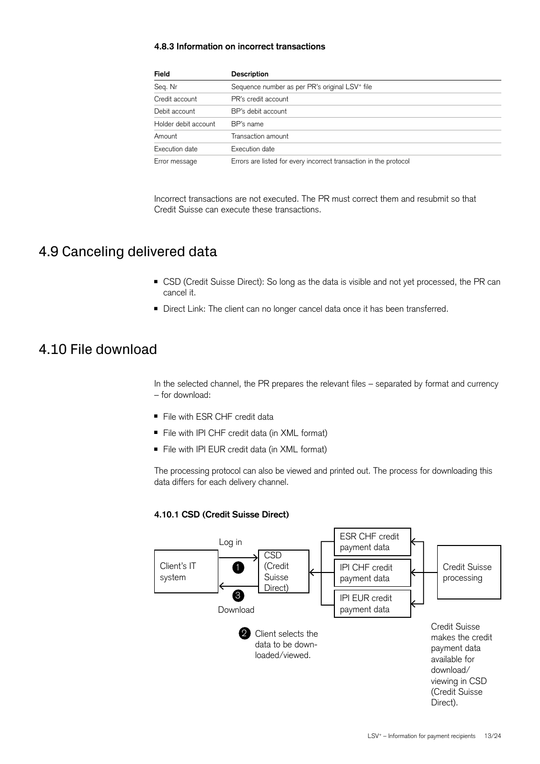#### 4.8.3 Information on incorrect transactions

| Field | Description |
| --- | --- |
| Seq. Nr | Sequence number as per PR's original LSV+ file |
| Credit account | PR's credit account |
| Debit account | BP's debit account |
| Holder debit account | BP's name |
| Amount | Transaction amount |
| Execution date | Execution date |
| Error message | Errors are listed for every incorrect transaction in the protocol |

Incorrect transactions are not executed. The PR must correct them and resubmit so that Credit Suisse can execute these transactions.

## 4.9 Canceling delivered data

- CSD (Credit Suisse Direct): So long as the data is visible and not yet processed, the PR can cancel it.
- Direct Link: The client can no longer cancel data once it has been transferred.

## 4.10 File download

In the selected channel, the PR prepares the relevant files – separated by format and currency – for download:

- File with ESR CHF credit data
- File with IPI CHF credit data (in XML format)
- File with IPI EUR credit data (in XML format)

The processing protocol can also be viewed and printed out. The process for downloading this data differs for each delivery channel.

#### 4.10.1 CSD (Credit Suisse Direct)

Client's IT system

1 Log in

3 Download

CSD (Credit Suisse Direct)

2 Client selects the data to be downloaded/viewed.

ESR CHF credit payment data

IPI CHF credit payment data

IPI EUR credit payment data

Credit Suisse processing

Credit Suisse makes the credit payment data available for download/viewing in CSD (Credit Suisse Direct).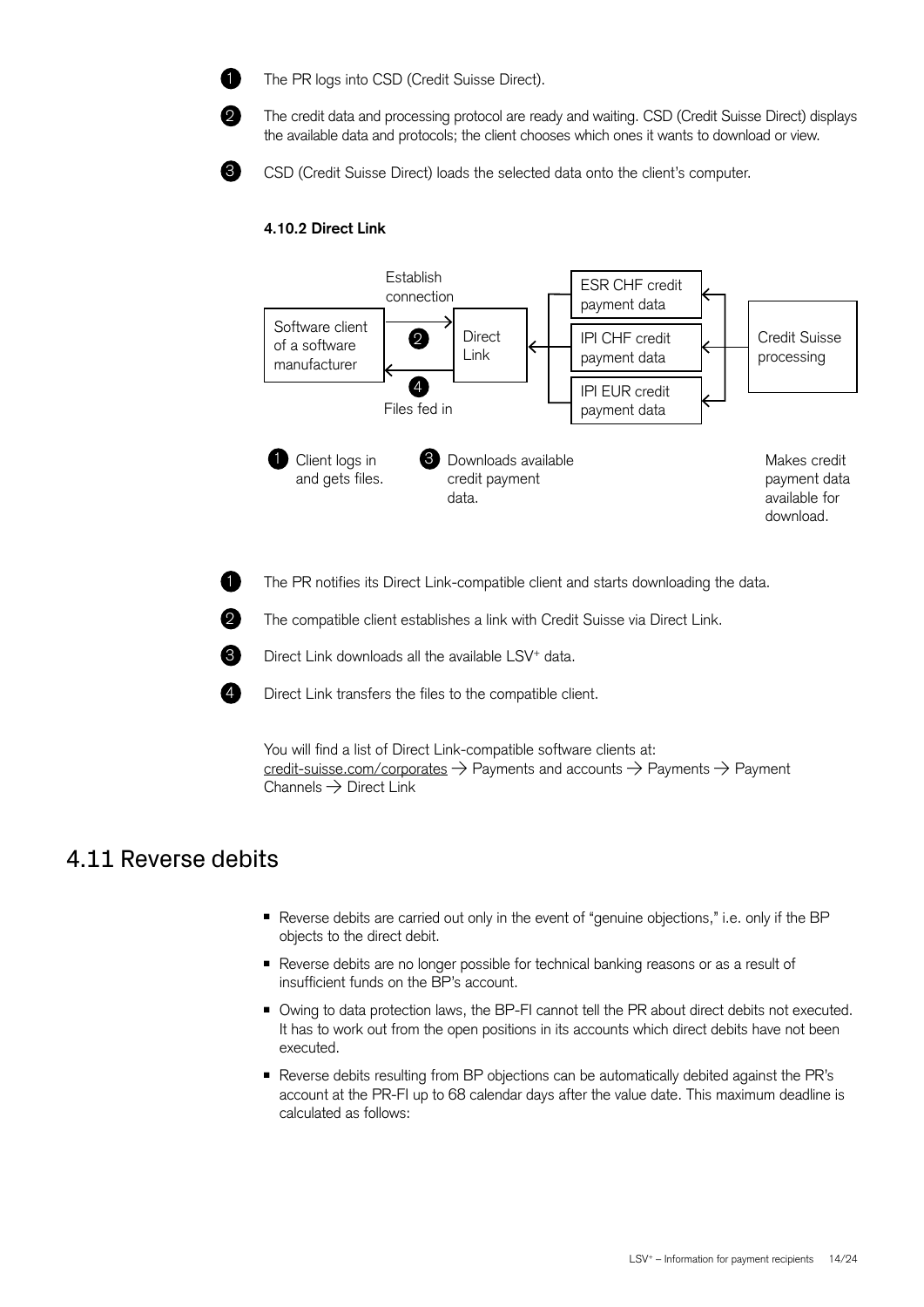1. The PR logs into CSD (Credit Suisse Direct).
2. The credit data and processing protocol are ready and waiting. CSD (Credit Suisse Direct) displays the available data and protocols; the client chooses which ones it wants to download or view.
3. CSD (Credit Suisse Direct) loads the selected data onto the client's computer.

#### 4.10.2 Direct Link

Software client of a software manufacturer — 2 Establish connection → Direct Link — 4 Files fed in ←

Direct Link ← ESR CHF credit payment data / IPI CHF credit payment data / IPI EUR credit payment data ← Credit Suisse processing

1 Client logs in and gets files.

3 Downloads available credit payment data.

Makes credit payment data available for download.

1. The PR notifies its Direct Link-compatible client and starts downloading the data.
2. The compatible client establishes a link with Credit Suisse via Direct Link.
3. Direct Link downloads all the available LSV⁺ data.
4. Direct Link transfers the files to the compatible client.

You will find a list of Direct Link-compatible software clients at:
credit-suisse.com/corporates → Payments and accounts → Payments → Payment Channels → Direct Link

## 4.11 Reverse debits

- Reverse debits are carried out only in the event of "genuine objections," i.e. only if the BP objects to the direct debit.
- Reverse debits are no longer possible for technical banking reasons or as a result of insufficient funds on the BP's account.
- Owing to data protection laws, the BP-FI cannot tell the PR about direct debits not executed. It has to work out from the open positions in its accounts which direct debits have not been executed.
- Reverse debits resulting from BP objections can be automatically debited against the PR's account at the PR-FI up to 68 calendar days after the value date. This maximum deadline is calculated as follows: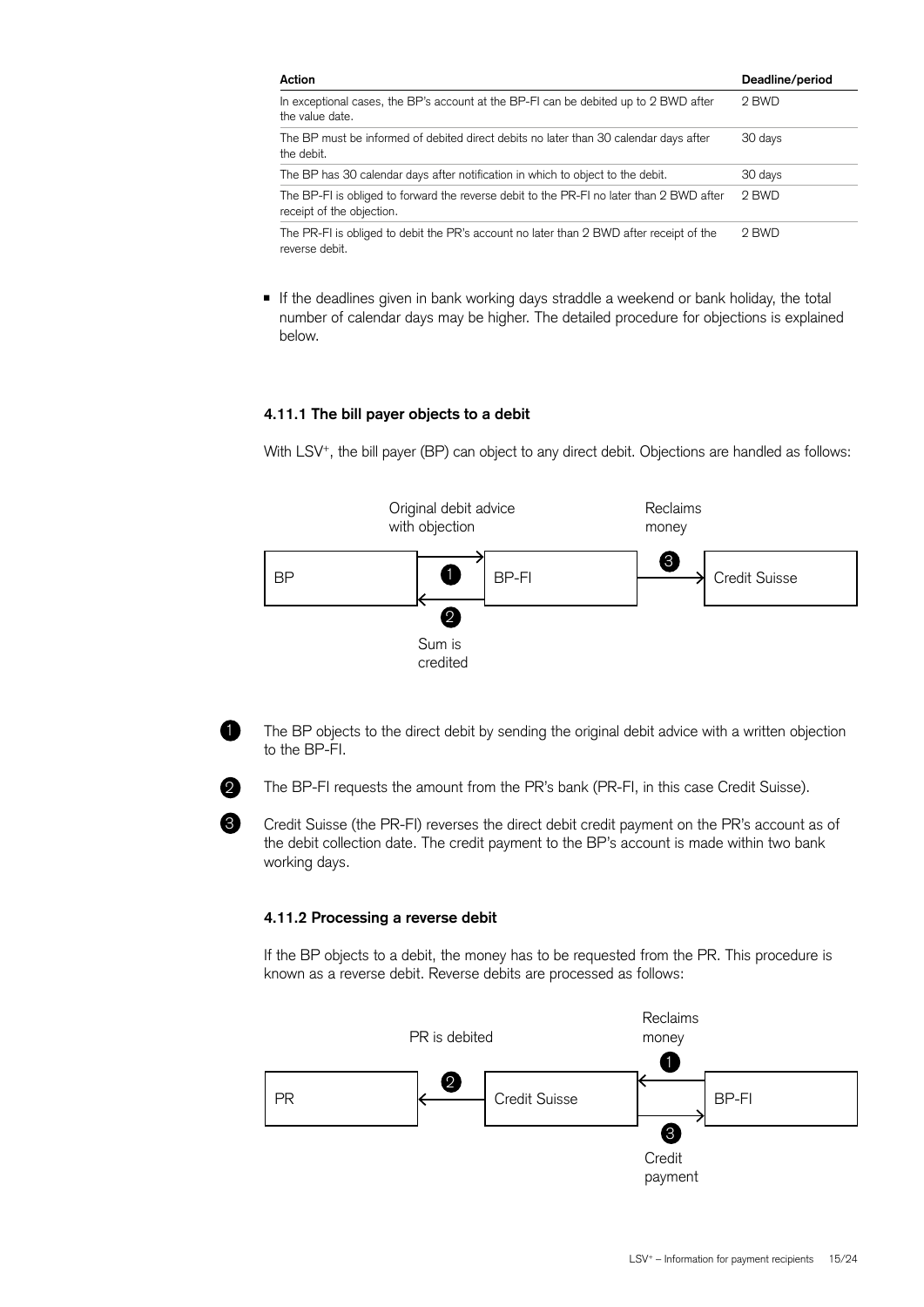| Action | Deadline/period |
|---|---|
| In exceptional cases, the BP's account at the BP-FI can be debited up to 2 BWD after the value date. | 2 BWD |
| The BP must be informed of debited direct debits no later than 30 calendar days after the debit. | 30 days |
| The BP has 30 calendar days after notification in which to object to the debit. | 30 days |
| The BP-FI is obliged to forward the reverse debit to the PR-FI no later than 2 BWD after receipt of the objection. | 2 BWD |
| The PR-FI is obliged to debit the PR's account no later than 2 BWD after receipt of the reverse debit. | 2 BWD |

- If the deadlines given in bank working days straddle a weekend or bank holiday, the total number of calendar days may be higher. The detailed procedure for objections is explained below.

### 4.11.1 The bill payer objects to a debit

With LSV⁺, the bill payer (BP) can object to any direct debit. Objections are handled as follows:

Original debit advice with objection | Reclaims money

BP → (1) → BP-FI → (3) → Credit Suisse

BP ← (2) ← BP-FI

Sum is credited

1. The BP objects to the direct debit by sending the original debit advice with a written objection to the BP-FI.
2. The BP-FI requests the amount from the PR's bank (PR-FI, in this case Credit Suisse).
3. Credit Suisse (the PR-FI) reverses the direct debit credit payment on the PR's account as of the debit collection date. The credit payment to the BP's account is made within two bank working days.

### 4.11.2 Processing a reverse debit

If the BP objects to a debit, the money has to be requested from the PR. This procedure is known as a reverse debit. Reverse debits are processed as follows:

PR is debited | Reclaims money

PR ← (2) ← Credit Suisse ← (1) ← BP-FI

Credit Suisse → (3) → BP-FI

Credit payment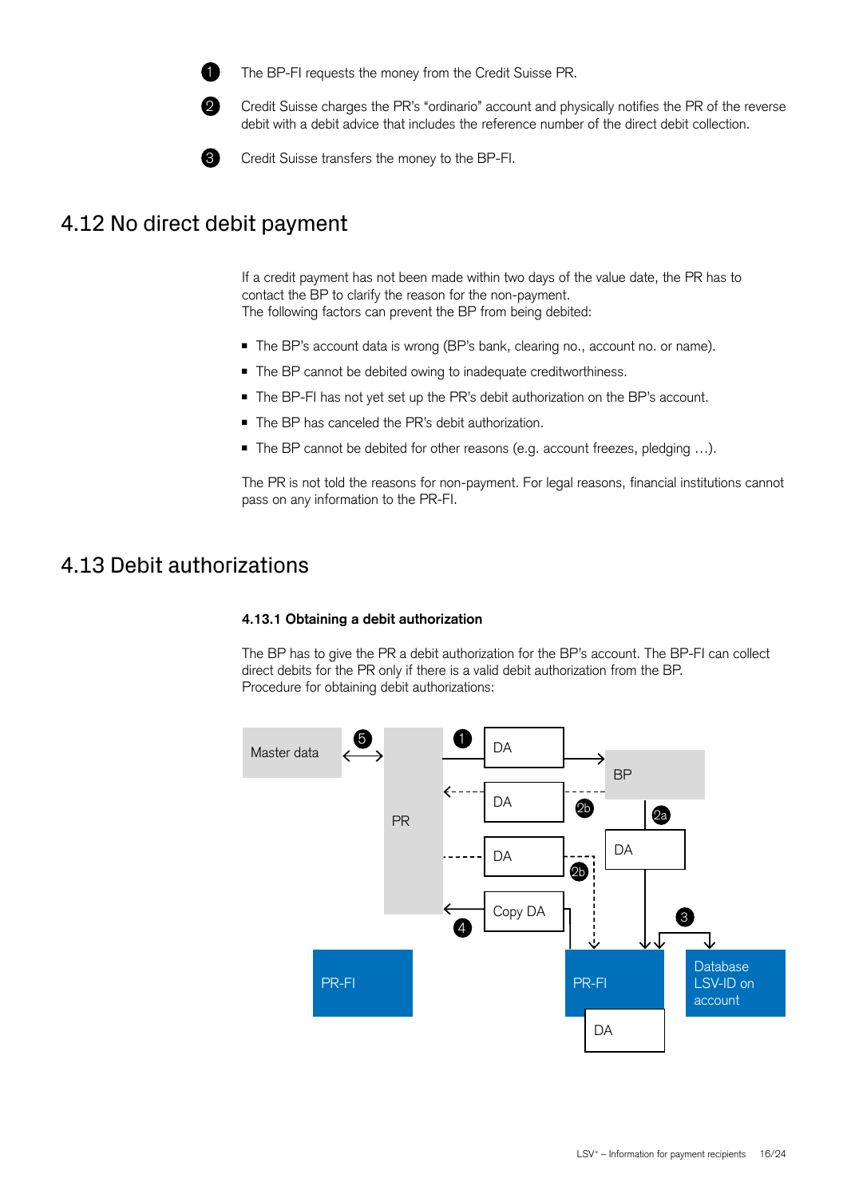1. The BP-FI requests the money from the Credit Suisse PR.
2. Credit Suisse charges the PR's "ordinario" account and physically notifies the PR of the reverse debit with a debit advice that includes the reference number of the direct debit collection.
3. Credit Suisse transfers the money to the BP-FI.

## 4.12 No direct debit payment

If a credit payment has not been made within two days of the value date, the PR has to contact the BP to clarify the reason for the non-payment.
The following factors can prevent the BP from being debited:

- The BP's account data is wrong (BP's bank, clearing no., account no. or name).
- The BP cannot be debited owing to inadequate creditworthiness.
- The BP-FI has not yet set up the PR's debit authorization on the BP's account.
- The BP has canceled the PR's debit authorization.
- The BP cannot be debited for other reasons (e.g. account freezes, pledging …).

The PR is not told the reasons for non-payment. For legal reasons, financial institutions cannot pass on any information to the PR-FI.

## 4.13 Debit authorizations

### 4.13.1 Obtaining a debit authorization

The BP has to give the PR a debit authorization for the BP's account. The BP-FI can collect direct debits for the PR only if there is a valid debit authorization from the BP.
Procedure for obtaining debit authorizations: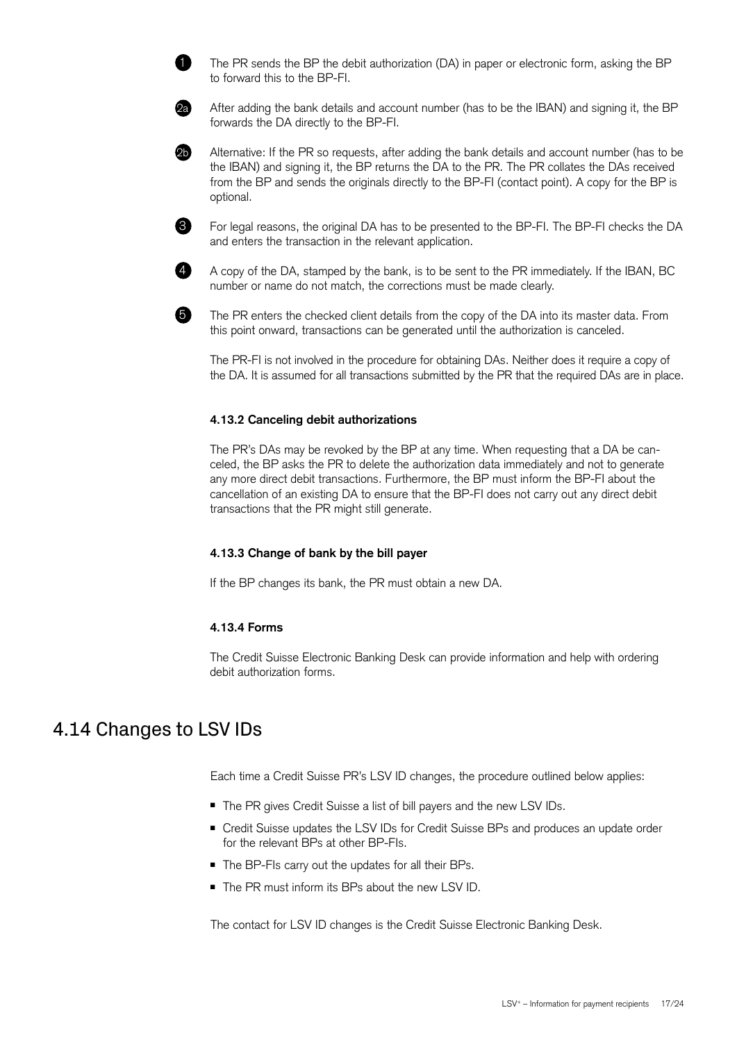1. The PR sends the BP the debit authorization (DA) in paper or electronic form, asking the BP to forward this to the BP-FI.

2a. After adding the bank details and account number (has to be the IBAN) and signing it, the BP forwards the DA directly to the BP-FI.

2b. Alternative: If the PR so requests, after adding the bank details and account number (has to be the IBAN) and signing it, the BP returns the DA to the PR. The PR collates the DAs received from the BP and sends the originals directly to the BP-FI (contact point). A copy for the BP is optional.

3. For legal reasons, the original DA has to be presented to the BP-FI. The BP-FI checks the DA and enters the transaction in the relevant application.

4. A copy of the DA, stamped by the bank, is to be sent to the PR immediately. If the IBAN, BC number or name do not match, the corrections must be made clearly.

5. The PR enters the checked client details from the copy of the DA into its master data. From this point onward, transactions can be generated until the authorization is canceled.

The PR-FI is not involved in the procedure for obtaining DAs. Neither does it require a copy of the DA. It is assumed for all transactions submitted by the PR that the required DAs are in place.

#### 4.13.2 Canceling debit authorizations

The PR's DAs may be revoked by the BP at any time. When requesting that a DA be canceled, the BP asks the PR to delete the authorization data immediately and not to generate any more direct debit transactions. Furthermore, the BP must inform the BP-FI about the cancellation of an existing DA to ensure that the BP-FI does not carry out any direct debit transactions that the PR might still generate.

#### 4.13.3 Change of bank by the bill payer

If the BP changes its bank, the PR must obtain a new DA.

#### 4.13.4 Forms

The Credit Suisse Electronic Banking Desk can provide information and help with ordering debit authorization forms.

## 4.14 Changes to LSV IDs

Each time a Credit Suisse PR's LSV ID changes, the procedure outlined below applies:

- The PR gives Credit Suisse a list of bill payers and the new LSV IDs.
- Credit Suisse updates the LSV IDs for Credit Suisse BPs and produces an update order for the relevant BPs at other BP-FIs.
- The BP-FIs carry out the updates for all their BPs.
- The PR must inform its BPs about the new LSV ID.

The contact for LSV ID changes is the Credit Suisse Electronic Banking Desk.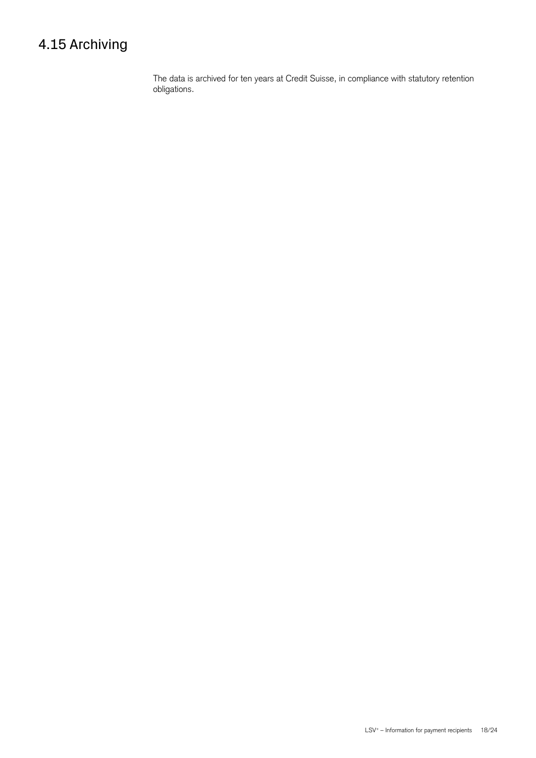## 4.15 Archiving

The data is archived for ten years at Credit Suisse, in compliance with statutory retention obligations.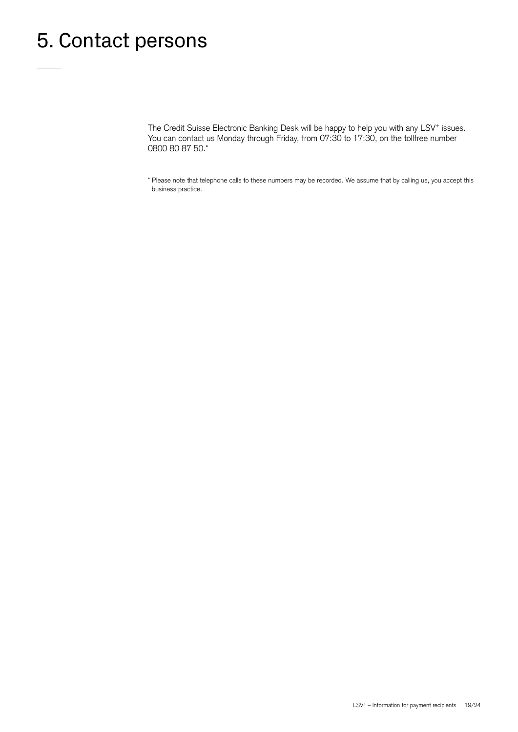# 5. Contact persons

The Credit Suisse Electronic Banking Desk will be happy to help you with any LSV+ issues. You can contact us Monday through Friday, from 07:30 to 17:30, on the tollfree number 0800 80 87 50.*

* Please note that telephone calls to these numbers may be recorded. We assume that by calling us, you accept this business practice.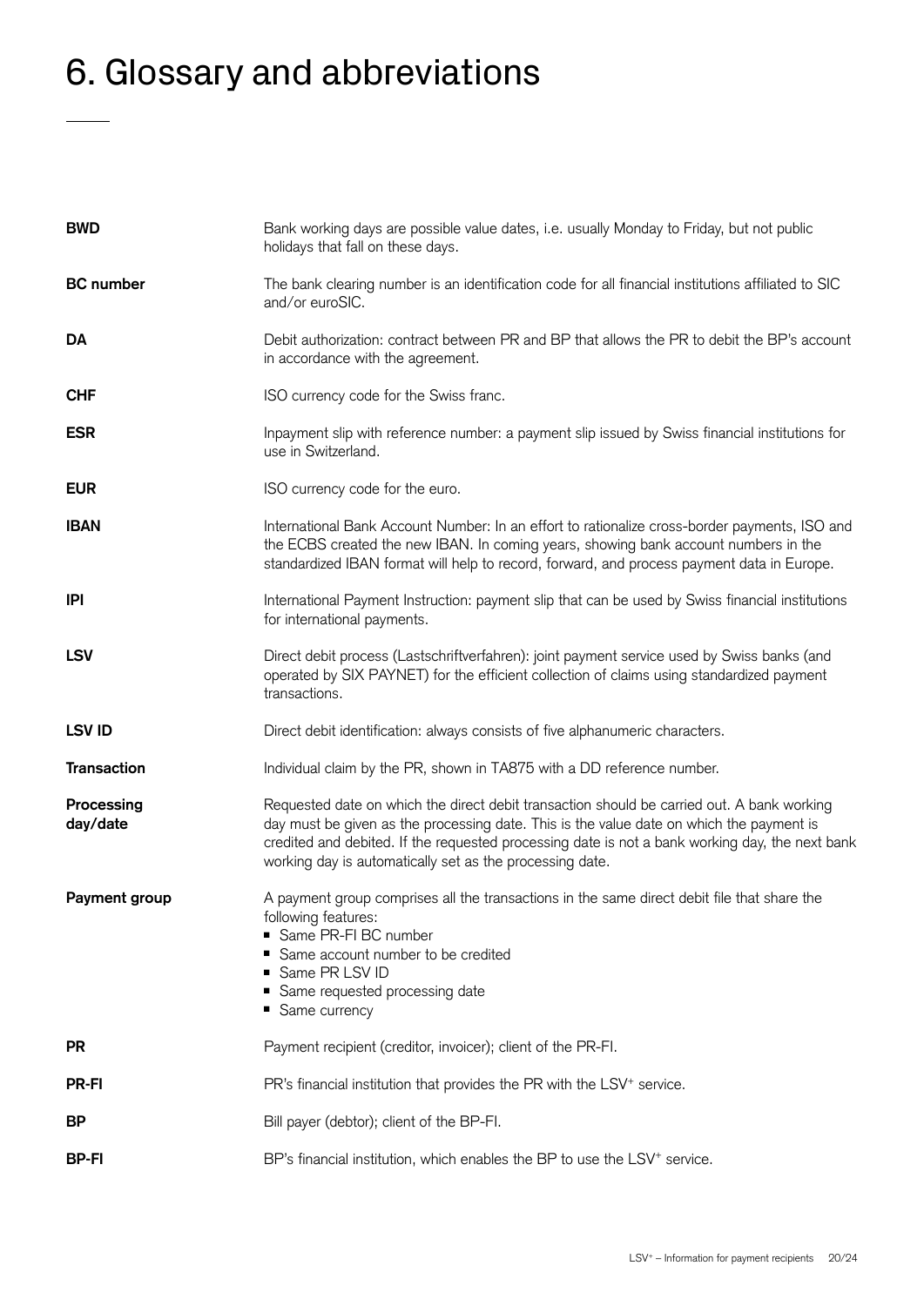# 6. Glossary and abbreviations

| | |
|---|---|
| **BWD** | Bank working days are possible value dates, i.e. usually Monday to Friday, but not public holidays that fall on these days. |
| **BC number** | The bank clearing number is an identification code for all financial institutions affiliated to SIC and/or euroSIC. |
| **DA** | Debit authorization: contract between PR and BP that allows the PR to debit the BP's account in accordance with the agreement. |
| **CHF** | ISO currency code for the Swiss franc. |
| **ESR** | Inpayment slip with reference number: a payment slip issued by Swiss financial institutions for use in Switzerland. |
| **EUR** | ISO currency code for the euro. |
| **IBAN** | International Bank Account Number: In an effort to rationalize cross-border payments, ISO and the ECBS created the new IBAN. In coming years, showing bank account numbers in the standardized IBAN format will help to record, forward, and process payment data in Europe. |
| **IPI** | International Payment Instruction: payment slip that can be used by Swiss financial institutions for international payments. |
| **LSV** | Direct debit process (Lastschriftverfahren): joint payment service used by Swiss banks (and operated by SIX PAYNET) for the efficient collection of claims using standardized payment transactions. |
| **LSV ID** | Direct debit identification: always consists of five alphanumeric characters. |
| **Transaction** | Individual claim by the PR, shown in TA875 with a DD reference number. |
| **Processing day/date** | Requested date on which the direct debit transaction should be carried out. A bank working day must be given as the processing date. This is the value date on which the payment is credited and debited. If the requested processing date is not a bank working day, the next bank working day is automatically set as the processing date. |
| **Payment group** | A payment group comprises all the transactions in the same direct debit file that share the following features:<br>▪ Same PR-FI BC number<br>▪ Same account number to be credited<br>▪ Same PR LSV ID<br>▪ Same requested processing date<br>▪ Same currency |
| **PR** | Payment recipient (creditor, invoicer); client of the PR-FI. |
| **PR-FI** | PR's financial institution that provides the PR with the LSV+ service. |
| **BP** | Bill payer (debtor); client of the BP-FI. |
| **BP-FI** | BP's financial institution, which enables the BP to use the LSV+ service. |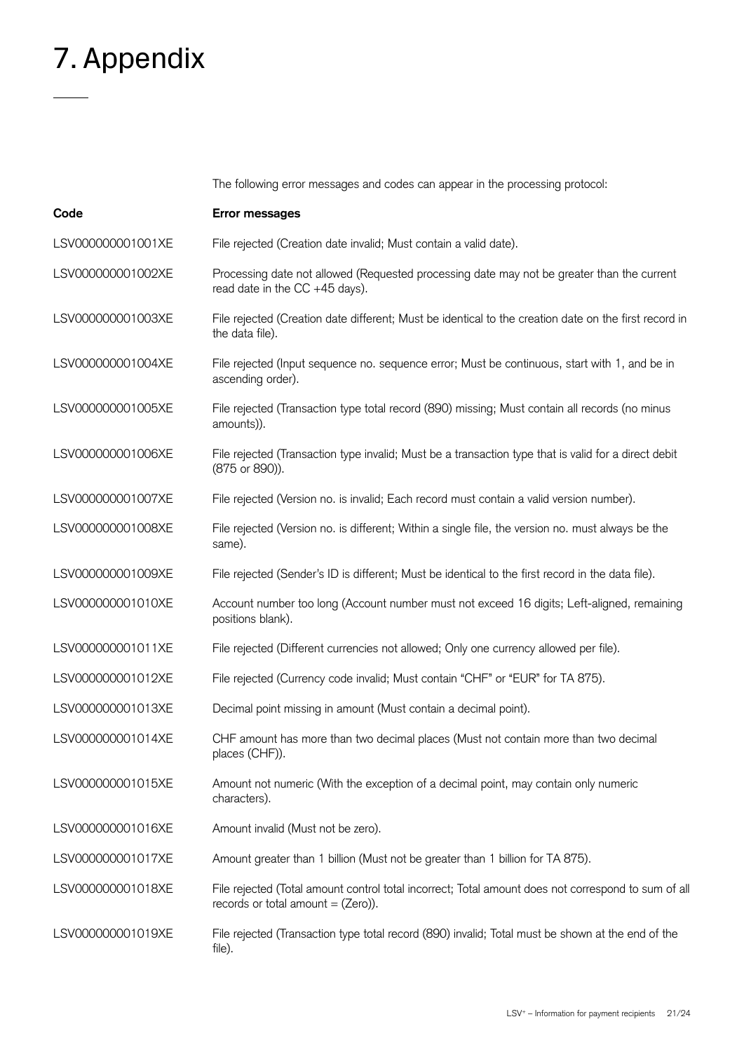# 7. Appendix

The following error messages and codes can appear in the processing protocol:

| Code | Error messages |
|---|---|
| LSV000000001001XE | File rejected (Creation date invalid; Must contain a valid date). |
| LSV000000001002XE | Processing date not allowed (Requested processing date may not be greater than the current read date in the CC +45 days). |
| LSV000000001003XE | File rejected (Creation date different; Must be identical to the creation date on the first record in the data file). |
| LSV000000001004XE | File rejected (Input sequence no. sequence error; Must be continuous, start with 1, and be in ascending order). |
| LSV000000001005XE | File rejected (Transaction type total record (890) missing; Must contain all records (no minus amounts)). |
| LSV000000001006XE | File rejected (Transaction type invalid; Must be a transaction type that is valid for a direct debit (875 or 890)). |
| LSV000000001007XE | File rejected (Version no. is invalid; Each record must contain a valid version number). |
| LSV000000001008XE | File rejected (Version no. is different; Within a single file, the version no. must always be the same). |
| LSV000000001009XE | File rejected (Sender's ID is different; Must be identical to the first record in the data file). |
| LSV000000001010XE | Account number too long (Account number must not exceed 16 digits; Left-aligned, remaining positions blank). |
| LSV000000001011XE | File rejected (Different currencies not allowed; Only one currency allowed per file). |
| LSV000000001012XE | File rejected (Currency code invalid; Must contain "CHF" or "EUR" for TA 875). |
| LSV000000001013XE | Decimal point missing in amount (Must contain a decimal point). |
| LSV000000001014XE | CHF amount has more than two decimal places (Must not contain more than two decimal places (CHF)). |
| LSV000000001015XE | Amount not numeric (With the exception of a decimal point, may contain only numeric characters). |
| LSV000000001016XE | Amount invalid (Must not be zero). |
| LSV000000001017XE | Amount greater than 1 billion (Must not be greater than 1 billion for TA 875). |
| LSV000000001018XE | File rejected (Total amount control total incorrect; Total amount does not correspond to sum of all records or total amount = (Zero)). |
| LSV000000001019XE | File rejected (Transaction type total record (890) invalid; Total must be shown at the end of the file). |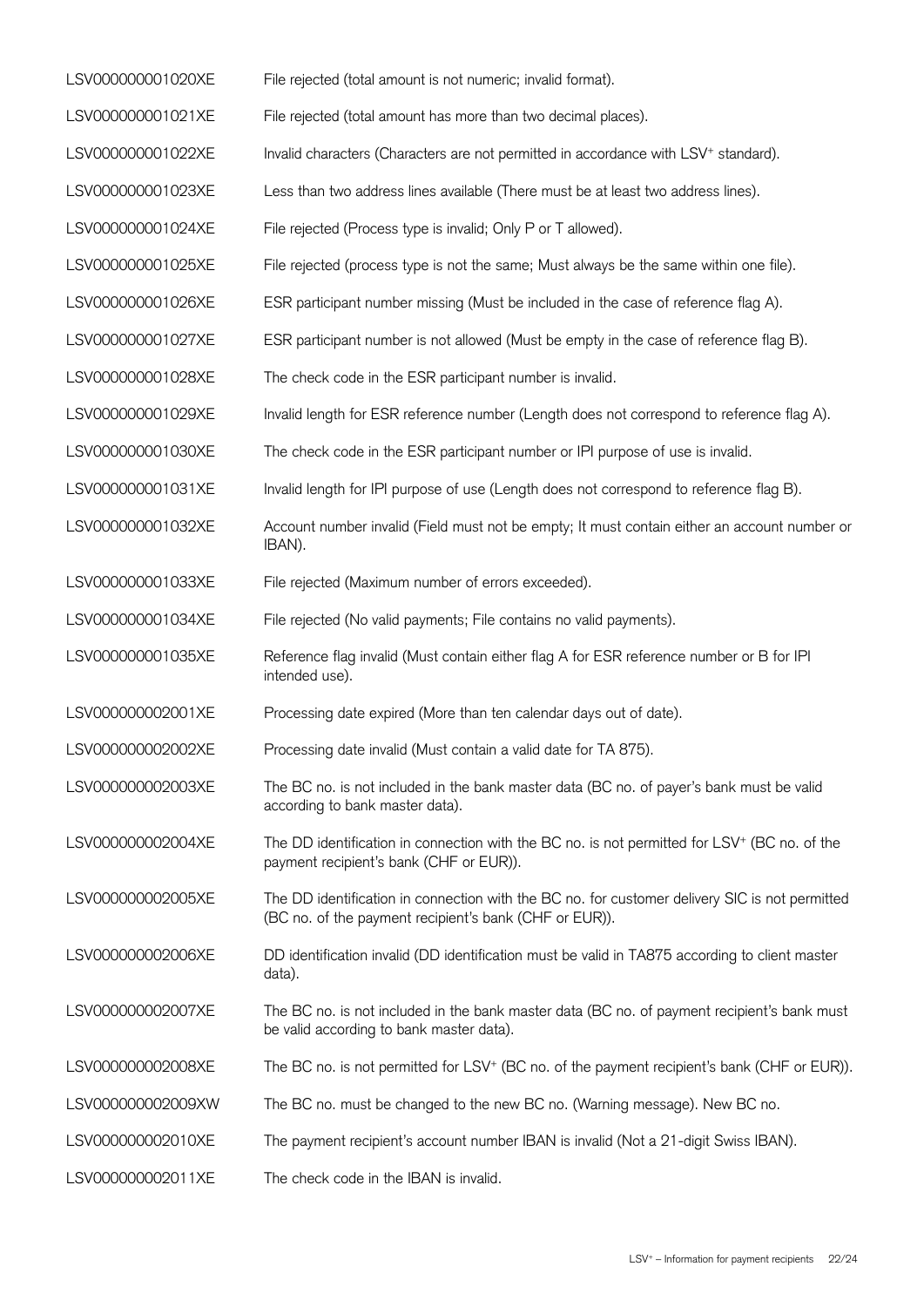| | |
|---|---|
| LSV000000001020XE | File rejected (total amount is not numeric; invalid format). |
| LSV000000001021XE | File rejected (total amount has more than two decimal places). |
| LSV000000001022XE | Invalid characters (Characters are not permitted in accordance with LSV⁺ standard). |
| LSV000000001023XE | Less than two address lines available (There must be at least two address lines). |
| LSV000000001024XE | File rejected (Process type is invalid; Only P or T allowed). |
| LSV000000001025XE | File rejected (process type is not the same; Must always be the same within one file). |
| LSV000000001026XE | ESR participant number missing (Must be included in the case of reference flag A). |
| LSV000000001027XE | ESR participant number is not allowed (Must be empty in the case of reference flag B). |
| LSV000000001028XE | The check code in the ESR participant number is invalid. |
| LSV000000001029XE | Invalid length for ESR reference number (Length does not correspond to reference flag A). |
| LSV000000001030XE | The check code in the ESR participant number or IPI purpose of use is invalid. |
| LSV000000001031XE | Invalid length for IPI purpose of use (Length does not correspond to reference flag B). |
| LSV000000001032XE | Account number invalid (Field must not be empty; It must contain either an account number or IBAN). |
| LSV000000001033XE | File rejected (Maximum number of errors exceeded). |
| LSV000000001034XE | File rejected (No valid payments; File contains no valid payments). |
| LSV000000001035XE | Reference flag invalid (Must contain either flag A for ESR reference number or B for IPI intended use). |
| LSV000000002001XE | Processing date expired (More than ten calendar days out of date). |
| LSV000000002002XE | Processing date invalid (Must contain a valid date for TA 875). |
| LSV000000002003XE | The BC no. is not included in the bank master data (BC no. of payer's bank must be valid according to bank master data). |
| LSV000000002004XE | The DD identification in connection with the BC no. is not permitted for LSV⁺ (BC no. of the payment recipient's bank (CHF or EUR)). |
| LSV000000002005XE | The DD identification in connection with the BC no. for customer delivery SIC is not permitted (BC no. of the payment recipient's bank (CHF or EUR)). |
| LSV000000002006XE | DD identification invalid (DD identification must be valid in TA875 according to client master data). |
| LSV000000002007XE | The BC no. is not included in the bank master data (BC no. of payment recipient's bank must be valid according to bank master data). |
| LSV000000002008XE | The BC no. is not permitted for LSV⁺ (BC no. of the payment recipient's bank (CHF or EUR)). |
| LSV000000002009XW | The BC no. must be changed to the new BC no. (Warning message). New BC no. |
| LSV000000002010XE | The payment recipient's account number IBAN is invalid (Not a 21-digit Swiss IBAN). |
| LSV000000002011XE | The check code in the IBAN is invalid. |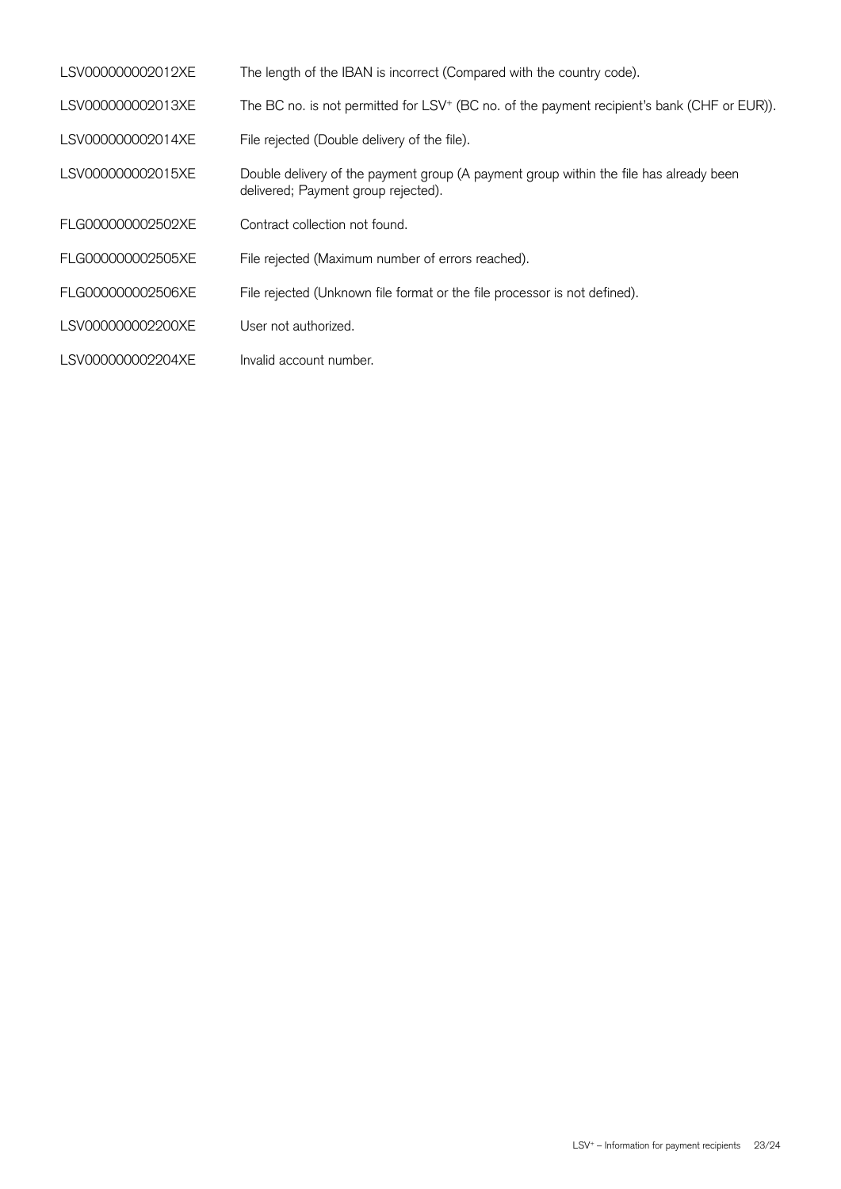| | |
|---|---|
| LSV000000002012XE | The length of the IBAN is incorrect (Compared with the country code). |
| LSV000000002013XE | The BC no. is not permitted for LSV⁺ (BC no. of the payment recipient's bank (CHF or EUR)). |
| LSV000000002014XE | File rejected (Double delivery of the file). |
| LSV000000002015XE | Double delivery of the payment group (A payment group within the file has already been delivered; Payment group rejected). |
| FLG000000002502XE | Contract collection not found. |
| FLG000000002505XE | File rejected (Maximum number of errors reached). |
| FLG000000002506XE | File rejected (Unknown file format or the file processor is not defined). |
| LSV000000002200XE | User not authorized. |
| LSV000000002204XE | Invalid account number. |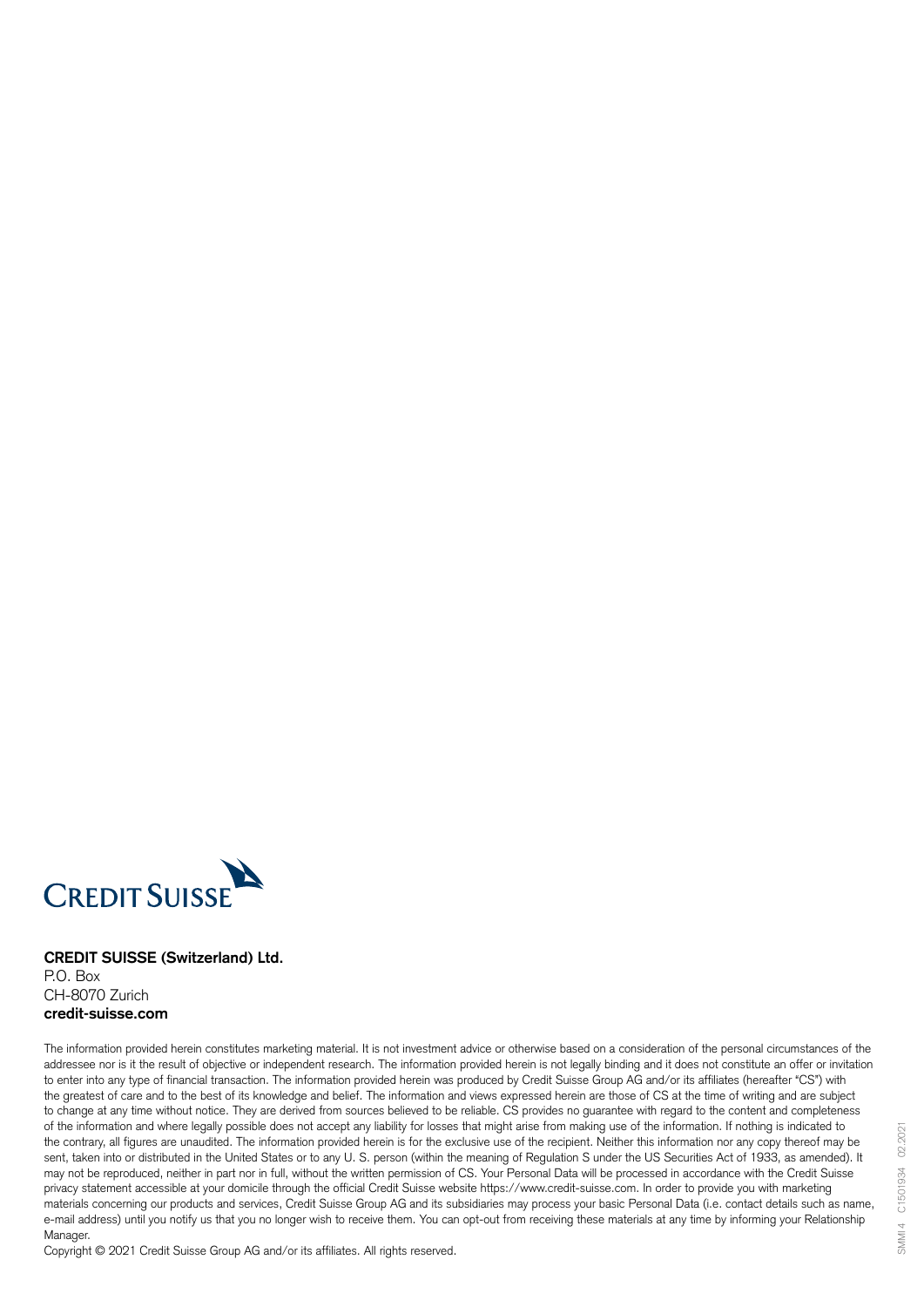**CREDIT SUISSE (Switzerland) Ltd.**
P.O. Box
CH-8070 Zurich
**credit-suisse.com**

The information provided herein constitutes marketing material. It is not investment advice or otherwise based on a consideration of the personal circumstances of the addressee nor is it the result of objective or independent research. The information provided herein is not legally binding and it does not constitute an offer or invitation to enter into any type of financial transaction. The information provided herein was produced by Credit Suisse Group AG and/or its affiliates (hereafter "CS") with the greatest of care and to the best of its knowledge and belief. The information and views expressed herein are those of CS at the time of writing and are subject to change at any time without notice. They are derived from sources believed to be reliable. CS provides no guarantee with regard to the content and completeness of the information and where legally possible does not accept any liability for losses that might arise from making use of the information. If nothing is indicated to the contrary, all figures are unaudited. The information provided herein is for the exclusive use of the recipient. Neither this information nor any copy thereof may be sent, taken into or distributed in the United States or to any U. S. person (within the meaning of Regulation S under the US Securities Act of 1933, as amended). It may not be reproduced, neither in part nor in full, without the written permission of CS. Your Personal Data will be processed in accordance with the Credit Suisse privacy statement accessible at your domicile through the official Credit Suisse website https://www.credit-suisse.com. In order to provide you with marketing materials concerning our products and services, Credit Suisse Group AG and its subsidiaries may process your basic Personal Data (i.e. contact details such as name, e-mail address) until you notify us that you no longer wish to receive them. You can opt-out from receiving these materials at any time by informing your Relationship Manager.

Copyright © 2021 Credit Suisse Group AG and/or its affiliates. All rights reserved.

SMMI 4 C1501934 02.2021